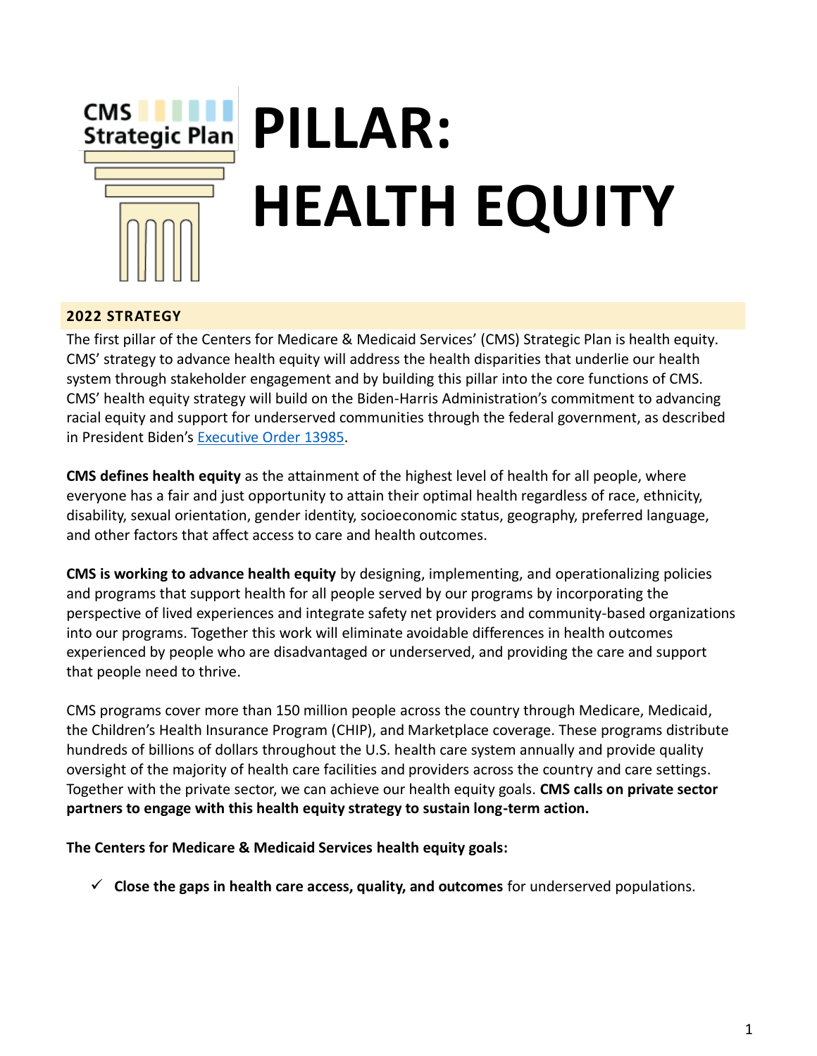CMS Strategic Plan

# PILLAR: HEALTH EQUITY

## 2022 STRATEGY

The first pillar of the Centers for Medicare & Medicaid Services' (CMS) Strategic Plan is health equity. CMS' strategy to advance health equity will address the health disparities that underlie our health system through stakeholder engagement and by building this pillar into the core functions of CMS. CMS' health equity strategy will build on the Biden-Harris Administration's commitment to advancing racial equity and support for underserved communities through the federal government, as described in President Biden's [Executive Order 13985](#).

**CMS defines health equity** as the attainment of the highest level of health for all people, where everyone has a fair and just opportunity to attain their optimal health regardless of race, ethnicity, disability, sexual orientation, gender identity, socioeconomic status, geography, preferred language, and other factors that affect access to care and health outcomes.

**CMS is working to advance health equity** by designing, implementing, and operationalizing policies and programs that support health for all people served by our programs by incorporating the perspective of lived experiences and integrate safety net providers and community-based organizations into our programs. Together this work will eliminate avoidable differences in health outcomes experienced by people who are disadvantaged or underserved, and providing the care and support that people need to thrive.

CMS programs cover more than 150 million people across the country through Medicare, Medicaid, the Children's Health Insurance Program (CHIP), and Marketplace coverage. These programs distribute hundreds of billions of dollars throughout the U.S. health care system annually and provide quality oversight of the majority of health care facilities and providers across the country and care settings. Together with the private sector, we can achieve our health equity goals. **CMS calls on private sector partners to engage with this health equity strategy to sustain long-term action.**

**The Centers for Medicare & Medicaid Services health equity goals:**

- ✓ **Close the gaps in health care access, quality, and outcomes** for underserved populations.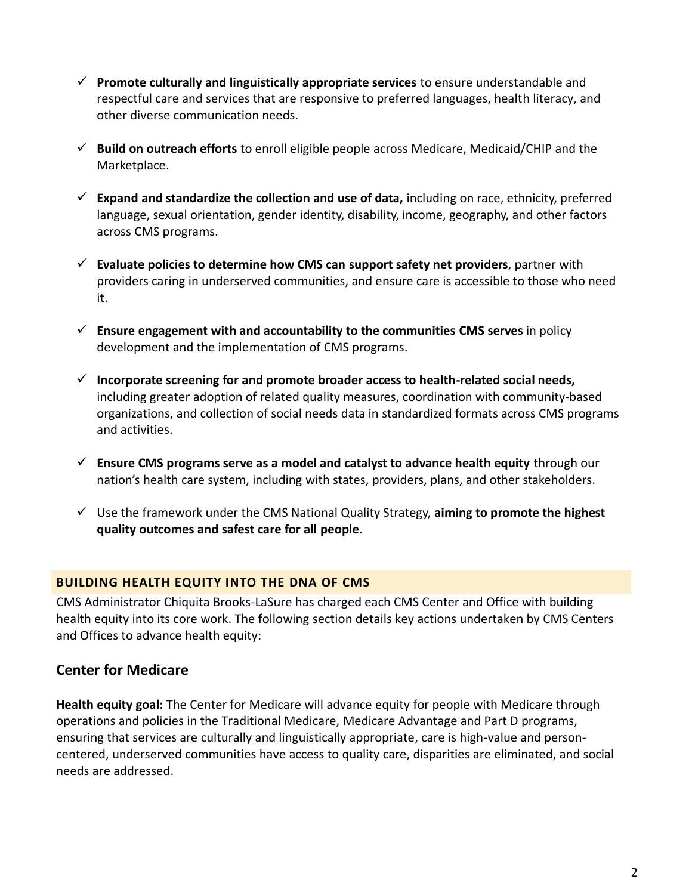- ✓ **Promote culturally and linguistically appropriate services** to ensure understandable and respectful care and services that are responsive to preferred languages, health literacy, and other diverse communication needs.
- ✓ **Build on outreach efforts** to enroll eligible people across Medicare, Medicaid/CHIP and the Marketplace.
- ✓ **Expand and standardize the collection and use of data,** including on race, ethnicity, preferred language, sexual orientation, gender identity, disability, income, geography, and other factors across CMS programs.
- ✓ **Evaluate policies to determine how CMS can support safety net providers**, partner with providers caring in underserved communities, and ensure care is accessible to those who need it.
- ✓ **Ensure engagement with and accountability to the communities CMS serves** in policy development and the implementation of CMS programs.
- ✓ **Incorporate screening for and promote broader access to health-related social needs,** including greater adoption of related quality measures, coordination with community-based organizations, and collection of social needs data in standardized formats across CMS programs and activities.
- ✓ **Ensure CMS programs serve as a model and catalyst to advance health equity** through our nation's health care system, including with states, providers, plans, and other stakeholders.
- ✓ Use the framework under the CMS National Quality Strategy, **aiming to promote the highest quality outcomes and safest care for all people**.

## BUILDING HEALTH EQUITY INTO THE DNA OF CMS

CMS Administrator Chiquita Brooks-LaSure has charged each CMS Center and Office with building health equity into its core work. The following section details key actions undertaken by CMS Centers and Offices to advance health equity:

### Center for Medicare

**Health equity goal:** The Center for Medicare will advance equity for people with Medicare through operations and policies in the Traditional Medicare, Medicare Advantage and Part D programs, ensuring that services are culturally and linguistically appropriate, care is high-value and person-centered, underserved communities have access to quality care, disparities are eliminated, and social needs are addressed.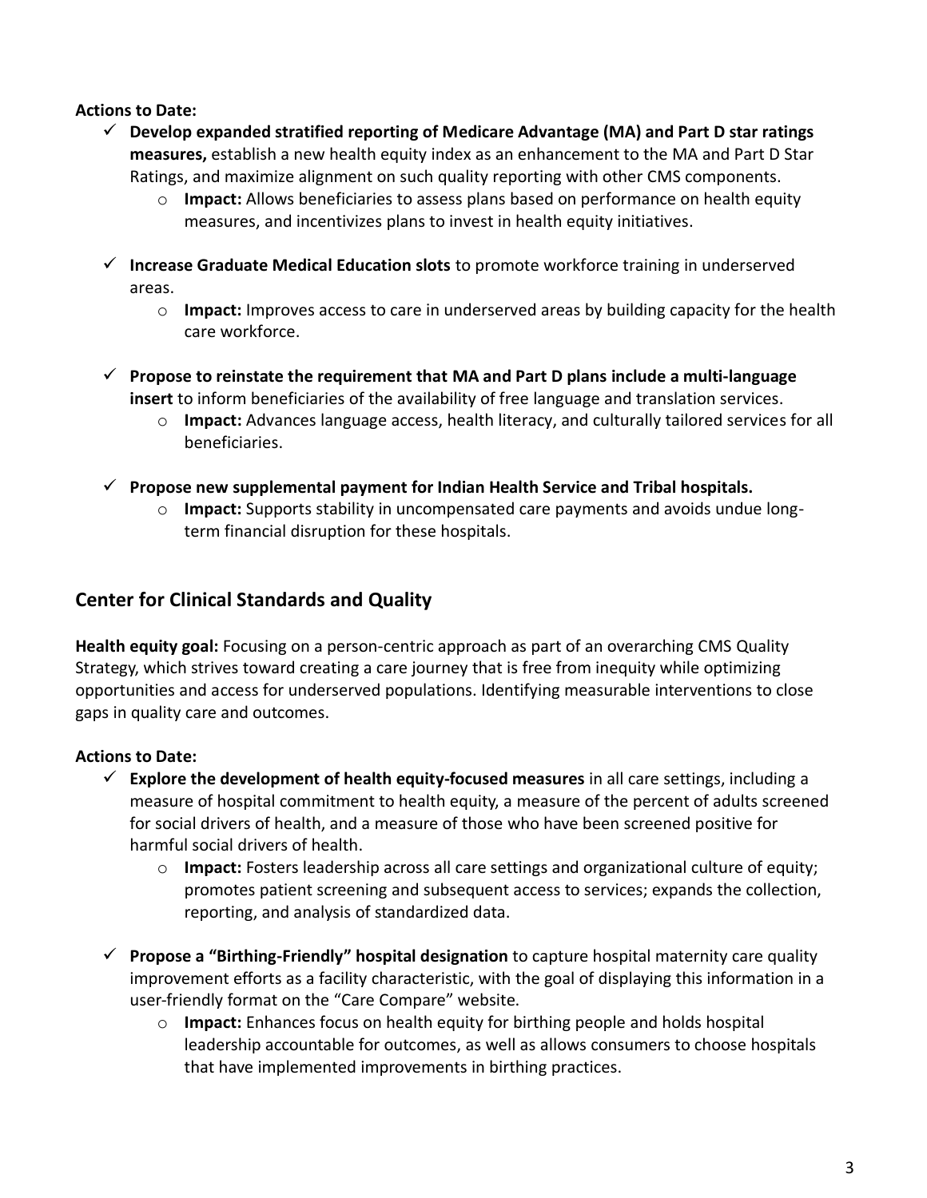**Actions to Date:**

- ✓ **Develop expanded stratified reporting of Medicare Advantage (MA) and Part D star ratings measures,** establish a new health equity index as an enhancement to the MA and Part D Star Ratings, and maximize alignment on such quality reporting with other CMS components.
    - **Impact:** Allows beneficiaries to assess plans based on performance on health equity measures, and incentivizes plans to invest in health equity initiatives.

- ✓ **Increase Graduate Medical Education slots** to promote workforce training in underserved areas.
    - **Impact:** Improves access to care in underserved areas by building capacity for the health care workforce.

- ✓ **Propose to reinstate the requirement that MA and Part D plans include a multi-language insert** to inform beneficiaries of the availability of free language and translation services.
    - **Impact:** Advances language access, health literacy, and culturally tailored services for all beneficiaries.

- ✓ **Propose new supplemental payment for Indian Health Service and Tribal hospitals.**
    - **Impact:** Supports stability in uncompensated care payments and avoids undue long-term financial disruption for these hospitals.

## Center for Clinical Standards and Quality

**Health equity goal:** Focusing on a person-centric approach as part of an overarching CMS Quality Strategy, which strives toward creating a care journey that is free from inequity while optimizing opportunities and access for underserved populations. Identifying measurable interventions to close gaps in quality care and outcomes.

**Actions to Date:**

- ✓ **Explore the development of health equity-focused measures** in all care settings, including a measure of hospital commitment to health equity, a measure of the percent of adults screened for social drivers of health, and a measure of those who have been screened positive for harmful social drivers of health.
    - **Impact:** Fosters leadership across all care settings and organizational culture of equity; promotes patient screening and subsequent access to services; expands the collection, reporting, and analysis of standardized data.

- ✓ **Propose a "Birthing-Friendly" hospital designation** to capture hospital maternity care quality improvement efforts as a facility characteristic, with the goal of displaying this information in a user-friendly format on the "Care Compare" website.
    - **Impact:** Enhances focus on health equity for birthing people and holds hospital leadership accountable for outcomes, as well as allows consumers to choose hospitals that have implemented improvements in birthing practices.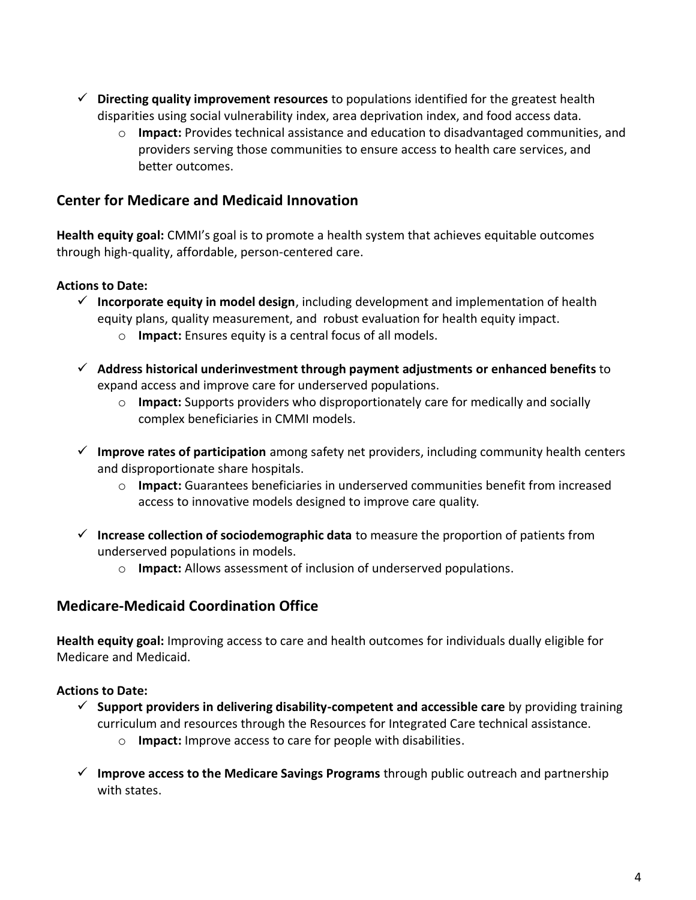- ✓ **Directing quality improvement resources** to populations identified for the greatest health disparities using social vulnerability index, area deprivation index, and food access data.
  - **Impact:** Provides technical assistance and education to disadvantaged communities, and providers serving those communities to ensure access to health care services, and better outcomes.

## Center for Medicare and Medicaid Innovation

**Health equity goal:** CMMI's goal is to promote a health system that achieves equitable outcomes through high-quality, affordable, person-centered care.

**Actions to Date:**

- ✓ **Incorporate equity in model design**, including development and implementation of health equity plans, quality measurement, and robust evaluation for health equity impact.
  - **Impact:** Ensures equity is a central focus of all models.
- ✓ **Address historical underinvestment through payment adjustments or enhanced benefits** to expand access and improve care for underserved populations.
  - **Impact:** Supports providers who disproportionately care for medically and socially complex beneficiaries in CMMI models.
- ✓ **Improve rates of participation** among safety net providers, including community health centers and disproportionate share hospitals.
  - **Impact:** Guarantees beneficiaries in underserved communities benefit from increased access to innovative models designed to improve care quality.
- ✓ **Increase collection of sociodemographic data** to measure the proportion of patients from underserved populations in models.
  - **Impact:** Allows assessment of inclusion of underserved populations.

## Medicare-Medicaid Coordination Office

**Health equity goal:** Improving access to care and health outcomes for individuals dually eligible for Medicare and Medicaid.

**Actions to Date:**

- ✓ **Support providers in delivering disability-competent and accessible care** by providing training curriculum and resources through the Resources for Integrated Care technical assistance.
  - **Impact:** Improve access to care for people with disabilities.
- ✓ **Improve access to the Medicare Savings Programs** through public outreach and partnership with states.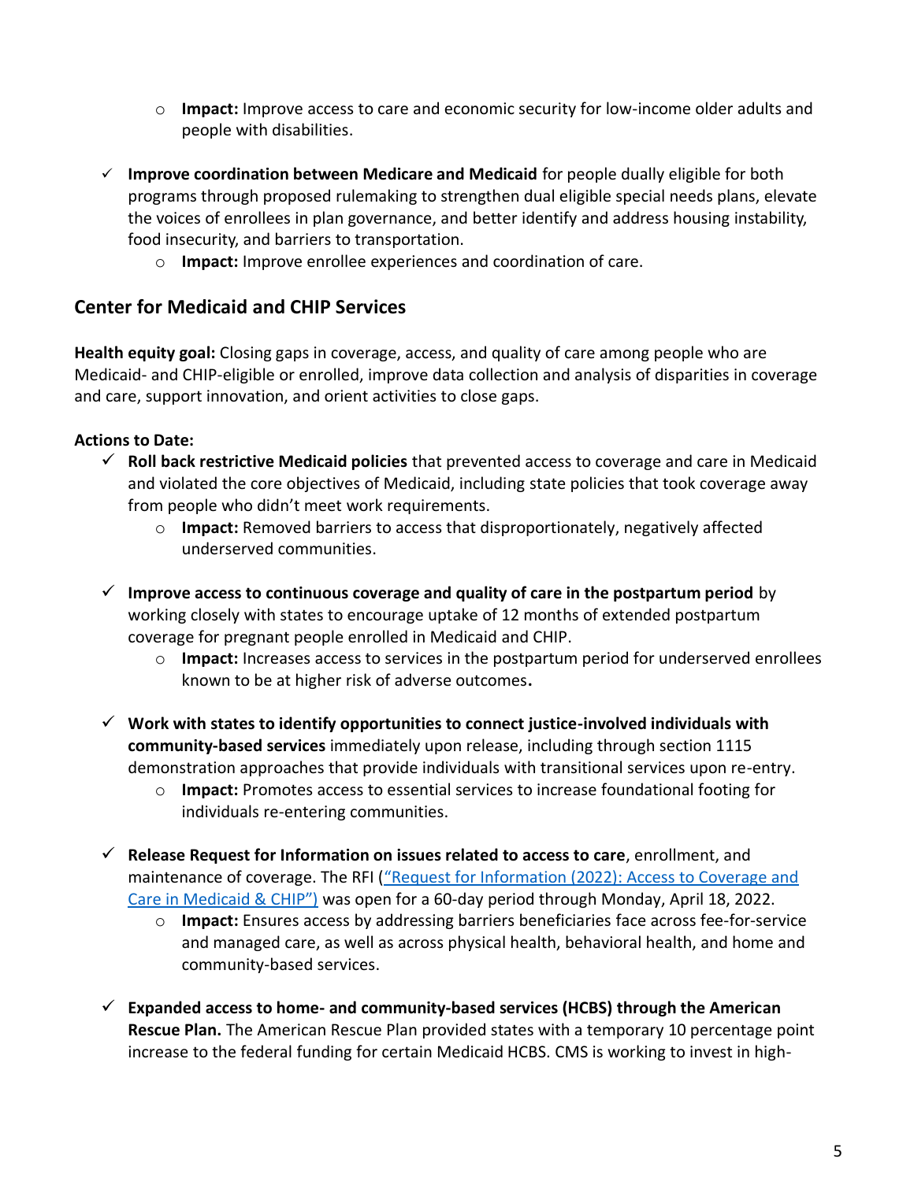- **Impact:** Improve access to care and economic security for low-income older adults and people with disabilities.

- ✓ **Improve coordination between Medicare and Medicaid** for people dually eligible for both programs through proposed rulemaking to strengthen dual eligible special needs plans, elevate the voices of enrollees in plan governance, and better identify and address housing instability, food insecurity, and barriers to transportation.
  - **Impact:** Improve enrollee experiences and coordination of care.

## Center for Medicaid and CHIP Services

**Health equity goal:** Closing gaps in coverage, access, and quality of care among people who are Medicaid- and CHIP-eligible or enrolled, improve data collection and analysis of disparities in coverage and care, support innovation, and orient activities to close gaps.

**Actions to Date:**

- ✓ **Roll back restrictive Medicaid policies** that prevented access to coverage and care in Medicaid and violated the core objectives of Medicaid, including state policies that took coverage away from people who didn't meet work requirements.
  - **Impact:** Removed barriers to access that disproportionately, negatively affected underserved communities.

- ✓ **Improve access to continuous coverage and quality of care in the postpartum period** by working closely with states to encourage uptake of 12 months of extended postpartum coverage for pregnant people enrolled in Medicaid and CHIP.
  - **Impact:** Increases access to services in the postpartum period for underserved enrollees known to be at higher risk of adverse outcomes**.**

- ✓ **Work with states to identify opportunities to connect justice-involved individuals with community-based services** immediately upon release, including through section 1115 demonstration approaches that provide individuals with transitional services upon re-entry.
  - **Impact:** Promotes access to essential services to increase foundational footing for individuals re-entering communities.

- ✓ **Release Request for Information on issues related to access to care**, enrollment, and maintenance of coverage. The RFI ([“Request for Information (2022): Access to Coverage and Care in Medicaid & CHIP”)]() was open for a 60-day period through Monday, April 18, 2022.
  - **Impact:** Ensures access by addressing barriers beneficiaries face across fee-for-service and managed care, as well as across physical health, behavioral health, and home and community-based services.

- ✓ **Expanded access to home- and community-based services (HCBS) through the American Rescue Plan.** The American Rescue Plan provided states with a temporary 10 percentage point increase to the federal funding for certain Medicaid HCBS. CMS is working to invest in high-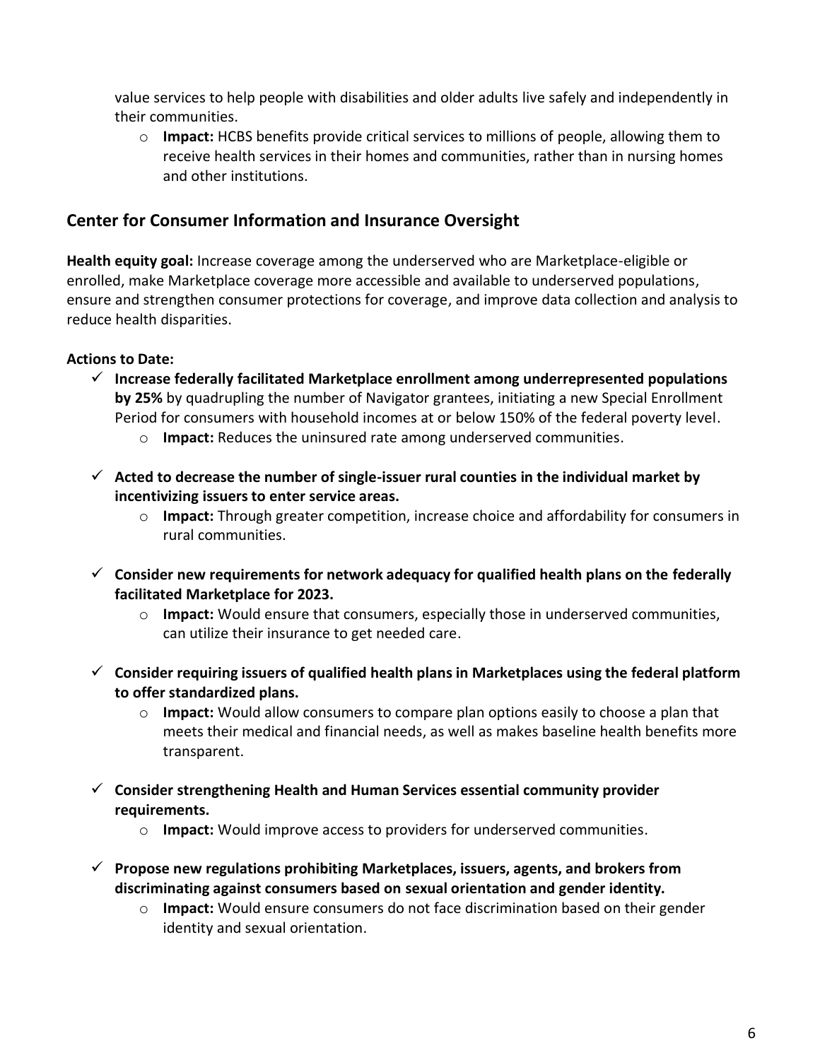value services to help people with disabilities and older adults live safely and independently in their communities.

- **Impact:** HCBS benefits provide critical services to millions of people, allowing them to receive health services in their homes and communities, rather than in nursing homes and other institutions.

## Center for Consumer Information and Insurance Oversight

**Health equity goal:** Increase coverage among the underserved who are Marketplace-eligible or enrolled, make Marketplace coverage more accessible and available to underserved populations, ensure and strengthen consumer protections for coverage, and improve data collection and analysis to reduce health disparities.

**Actions to Date:**

- ✓ **Increase federally facilitated Marketplace enrollment among underrepresented populations by 25%** by quadrupling the number of Navigator grantees, initiating a new Special Enrollment Period for consumers with household incomes at or below 150% of the federal poverty level.
  - **Impact:** Reduces the uninsured rate among underserved communities.
- ✓ **Acted to decrease the number of single-issuer rural counties in the individual market by incentivizing issuers to enter service areas.**
  - **Impact:** Through greater competition, increase choice and affordability for consumers in rural communities.
- ✓ **Consider new requirements for network adequacy for qualified health plans on the federally facilitated Marketplace for 2023.**
  - **Impact:** Would ensure that consumers, especially those in underserved communities, can utilize their insurance to get needed care.
- ✓ **Consider requiring issuers of qualified health plans in Marketplaces using the federal platform to offer standardized plans.**
  - **Impact:** Would allow consumers to compare plan options easily to choose a plan that meets their medical and financial needs, as well as makes baseline health benefits more transparent.
- ✓ **Consider strengthening Health and Human Services essential community provider requirements.**
  - **Impact:** Would improve access to providers for underserved communities.
- ✓ **Propose new regulations prohibiting Marketplaces, issuers, agents, and brokers from discriminating against consumers based on sexual orientation and gender identity.**
  - **Impact:** Would ensure consumers do not face discrimination based on their gender identity and sexual orientation.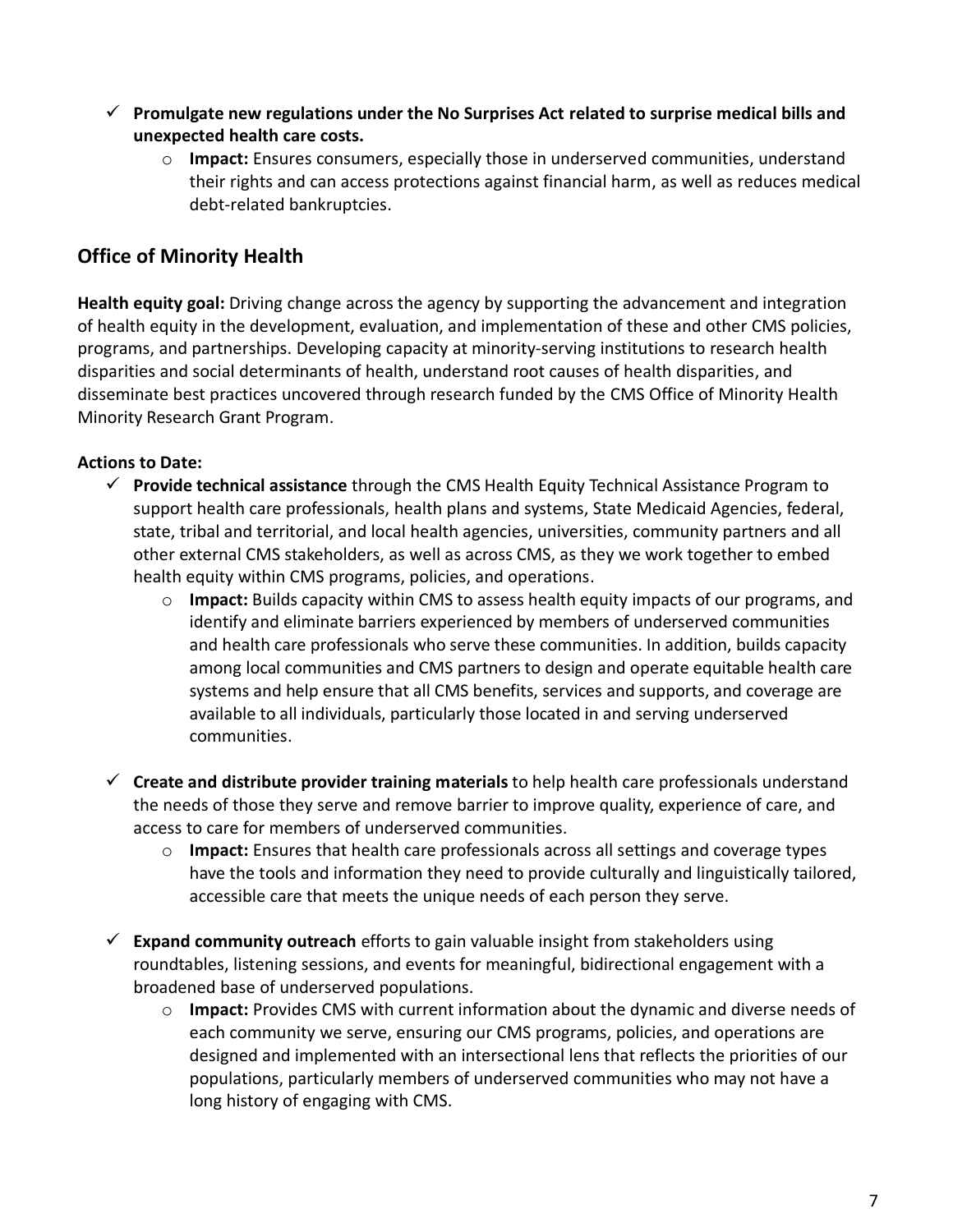- ✓ **Promulgate new regulations under the No Surprises Act related to surprise medical bills and unexpected health care costs.**
  - **Impact:** Ensures consumers, especially those in underserved communities, understand their rights and can access protections against financial harm, as well as reduces medical debt-related bankruptcies.

## Office of Minority Health

**Health equity goal:** Driving change across the agency by supporting the advancement and integration of health equity in the development, evaluation, and implementation of these and other CMS policies, programs, and partnerships. Developing capacity at minority-serving institutions to research health disparities and social determinants of health, understand root causes of health disparities, and disseminate best practices uncovered through research funded by the CMS Office of Minority Health Minority Research Grant Program.

**Actions to Date:**

- ✓ **Provide technical assistance** through the CMS Health Equity Technical Assistance Program to support health care professionals, health plans and systems, State Medicaid Agencies, federal, state, tribal and territorial, and local health agencies, universities, community partners and all other external CMS stakeholders, as well as across CMS, as they we work together to embed health equity within CMS programs, policies, and operations.
  - **Impact:** Builds capacity within CMS to assess health equity impacts of our programs, and identify and eliminate barriers experienced by members of underserved communities and health care professionals who serve these communities. In addition, builds capacity among local communities and CMS partners to design and operate equitable health care systems and help ensure that all CMS benefits, services and supports, and coverage are available to all individuals, particularly those located in and serving underserved communities.

- ✓ **Create and distribute provider training materials** to help health care professionals understand the needs of those they serve and remove barrier to improve quality, experience of care, and access to care for members of underserved communities.
  - **Impact:** Ensures that health care professionals across all settings and coverage types have the tools and information they need to provide culturally and linguistically tailored, accessible care that meets the unique needs of each person they serve.

- ✓ **Expand community outreach** efforts to gain valuable insight from stakeholders using roundtables, listening sessions, and events for meaningful, bidirectional engagement with a broadened base of underserved populations.
  - **Impact:** Provides CMS with current information about the dynamic and diverse needs of each community we serve, ensuring our CMS programs, policies, and operations are designed and implemented with an intersectional lens that reflects the priorities of our populations, particularly members of underserved communities who may not have a long history of engaging with CMS.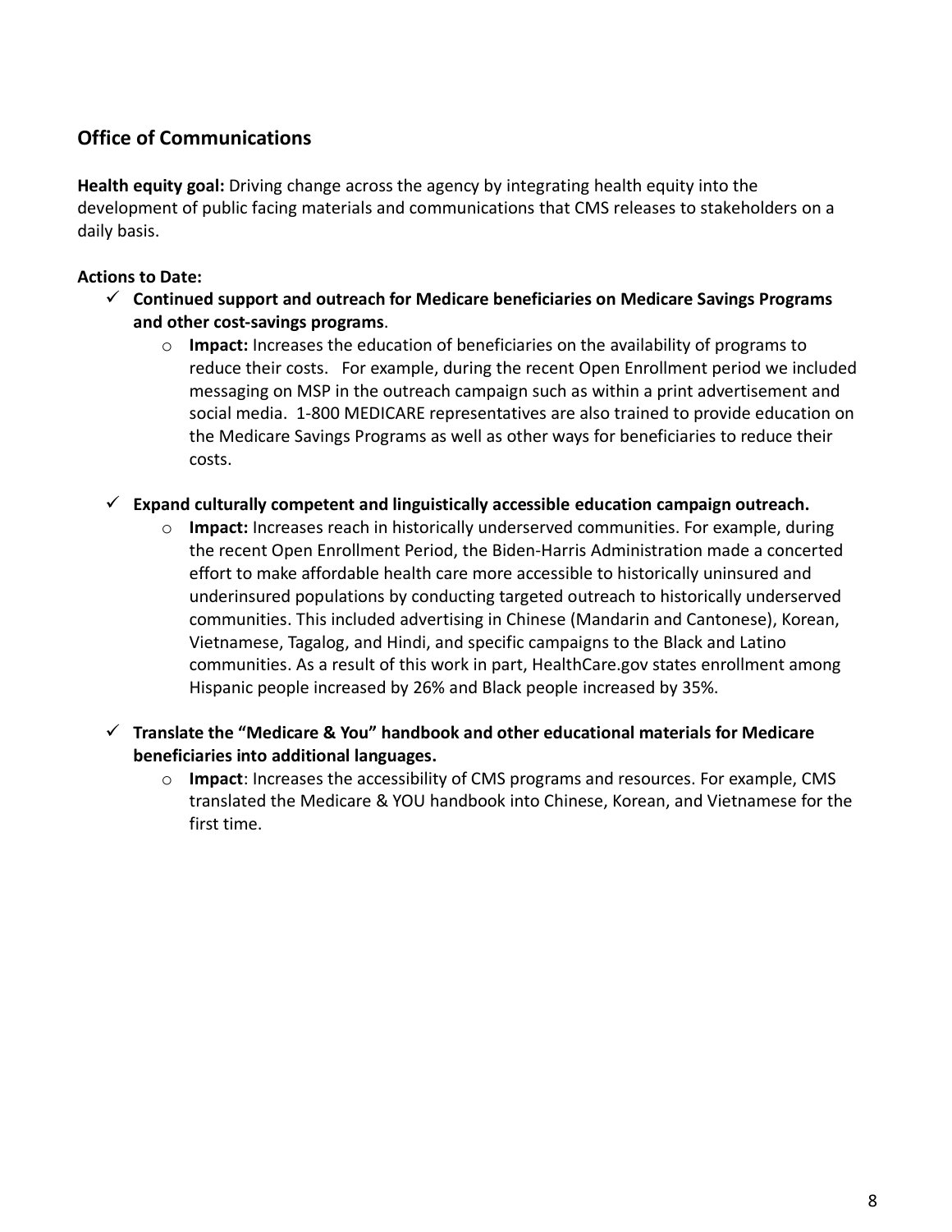## Office of Communications

**Health equity goal:** Driving change across the agency by integrating health equity into the development of public facing materials and communications that CMS releases to stakeholders on a daily basis.

**Actions to Date:**

- ✓ **Continued support and outreach for Medicare beneficiaries on Medicare Savings Programs and other cost-savings programs**.
  - **Impact:** Increases the education of beneficiaries on the availability of programs to reduce their costs. For example, during the recent Open Enrollment period we included messaging on MSP in the outreach campaign such as within a print advertisement and social media. 1-800 MEDICARE representatives are also trained to provide education on the Medicare Savings Programs as well as other ways for beneficiaries to reduce their costs.

- ✓ **Expand culturally competent and linguistically accessible education campaign outreach.**
  - **Impact:** Increases reach in historically underserved communities. For example, during the recent Open Enrollment Period, the Biden-Harris Administration made a concerted effort to make affordable health care more accessible to historically uninsured and underinsured populations by conducting targeted outreach to historically underserved communities. This included advertising in Chinese (Mandarin and Cantonese), Korean, Vietnamese, Tagalog, and Hindi, and specific campaigns to the Black and Latino communities. As a result of this work in part, HealthCare.gov states enrollment among Hispanic people increased by 26% and Black people increased by 35%.

- ✓ **Translate the "Medicare & You" handbook and other educational materials for Medicare beneficiaries into additional languages.**
  - **Impact**: Increases the accessibility of CMS programs and resources. For example, CMS translated the Medicare & YOU handbook into Chinese, Korean, and Vietnamese for the first time.